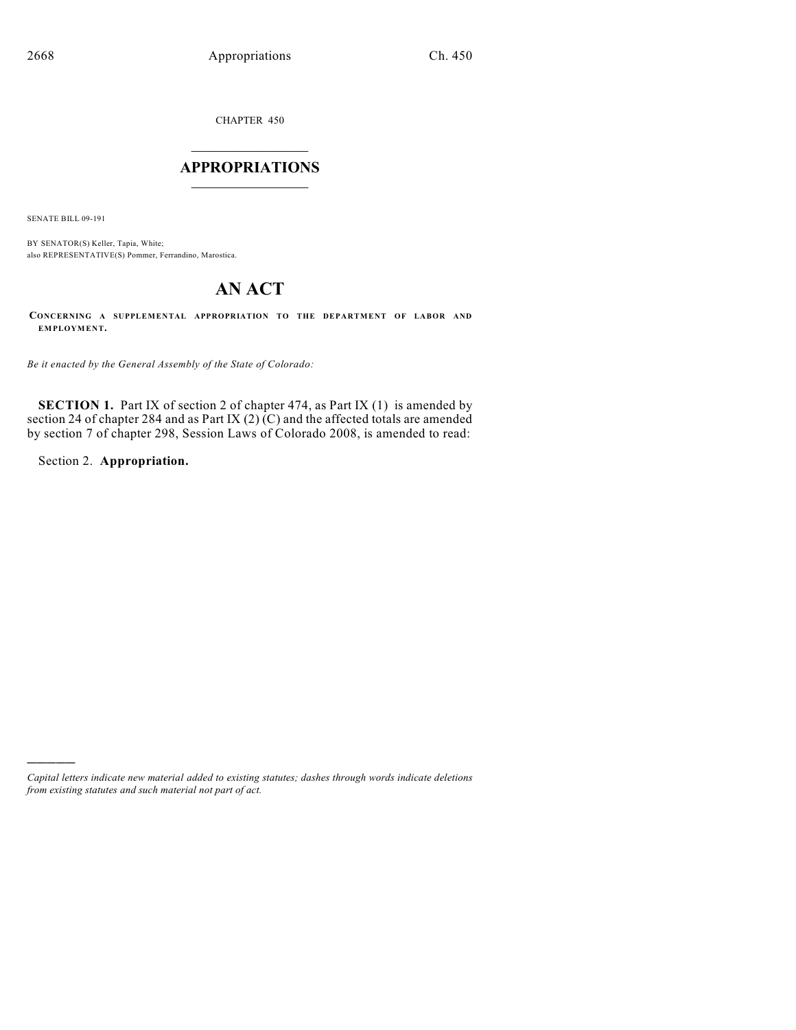CHAPTER 450

# APPROPRIATIONS

SENATE BILL 09-191

BY SENATOR(S) Keller, Tapia, White;
also REPRESENTATIVE(S) Pommer, Ferrandino, Marostica.

# AN ACT

**CONCERNING A SUPPLEMENTAL APPROPRIATION TO THE DEPARTMENT OF LABOR AND EMPLOYMENT.**

*Be it enacted by the General Assembly of the State of Colorado:*

**SECTION 1.** Part IX of section 2 of chapter 474, as Part IX (1) is amended by section 24 of chapter 284 and as Part IX (2) (C) and the affected totals are amended by section 7 of chapter 298, Session Laws of Colorado 2008, is amended to read:

Section 2. **Appropriation.**

---

*Capital letters indicate new material added to existing statutes; dashes through words indicate deletions from existing statutes and such material not part of act.*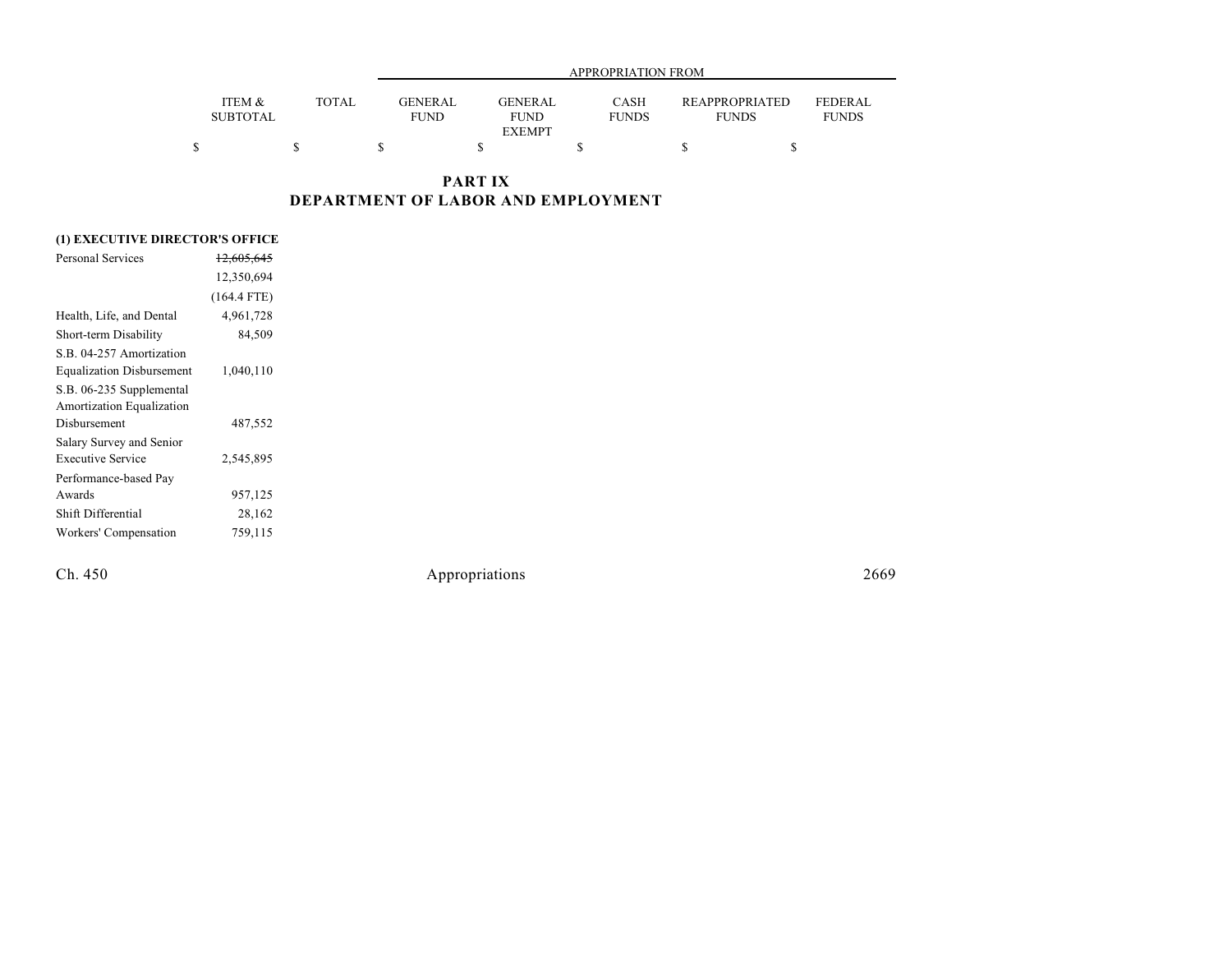| | ITEM & SUBTOTAL | TOTAL | APPROPRIATION FROM GENERAL FUND | GENERAL FUND EXEMPT | CASH FUNDS | REAPPROPRIATED FUNDS | FEDERAL FUNDS |
|---|---|---|---|---|---|---|---|
| | $ | $ | $ | $ | $ | $ | $ |

## PART IX
## DEPARTMENT OF LABOR AND EMPLOYMENT

| | ITEM & SUBTOTAL | TOTAL | GENERAL FUND | GENERAL FUND EXEMPT | CASH FUNDS | REAPPROPRIATED FUNDS | FEDERAL FUNDS |
|---|---|---|---|---|---|---|---|
| **(1) EXECUTIVE DIRECTOR'S OFFICE** | | | | | | | |
| Personal Services | ~~12,605,645~~ | | | | | | |
| | 12,350,694 | | | | | | |
| | (164.4 FTE) | | | | | | |
| Health, Life, and Dental | 4,961,728 | | | | | | |
| Short-term Disability | 84,509 | | | | | | |
| S.B. 04-257 Amortization Equalization Disbursement | 1,040,110 | | | | | | |
| S.B. 06-235 Supplemental Amortization Equalization Disbursement | 487,552 | | | | | | |
| Salary Survey and Senior Executive Service | 2,545,895 | | | | | | |
| Performance-based Pay Awards | 957,125 | | | | | | |
| Shift Differential | 28,162 | | | | | | |
| Workers' Compensation | 759,115 | | | | | | |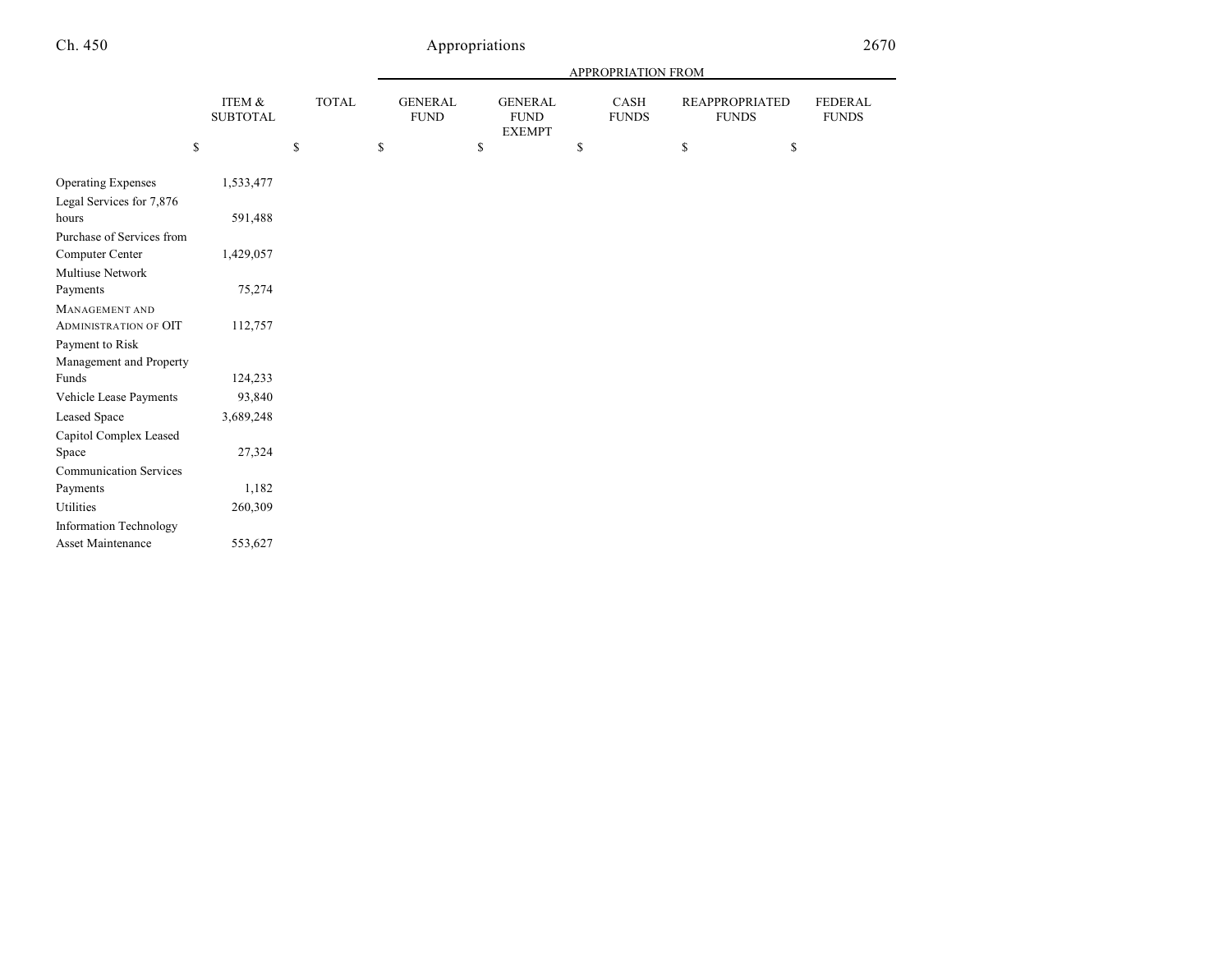| | ITEM & SUBTOTAL | TOTAL | APPROPRIATION FROM | | | | |
|---|---|---|---|---|---|---|---|
| | | | GENERAL FUND | GENERAL FUND EXEMPT | CASH FUNDS | REAPPROPRIATED FUNDS | FEDERAL FUNDS |
| | $ | $ | $ | $ | $ | $ | $ |
| Operating Expenses | 1,533,477 | | | | | | |
| Legal Services for 7,876 hours | 591,488 | | | | | | |
| Purchase of Services from Computer Center | 1,429,057 | | | | | | |
| Multiuse Network Payments | 75,274 | | | | | | |
| MANAGEMENT AND ADMINISTRATION OF OIT | 112,757 | | | | | | |
| Payment to Risk Management and Property Funds | 124,233 | | | | | | |
| Vehicle Lease Payments | 93,840 | | | | | | |
| Leased Space | 3,689,248 | | | | | | |
| Capitol Complex Leased Space | 27,324 | | | | | | |
| Communication Services Payments | 1,182 | | | | | | |
| Utilities | 260,309 | | | | | | |
| Information Technology Asset Maintenance | 553,627 | | | | | | |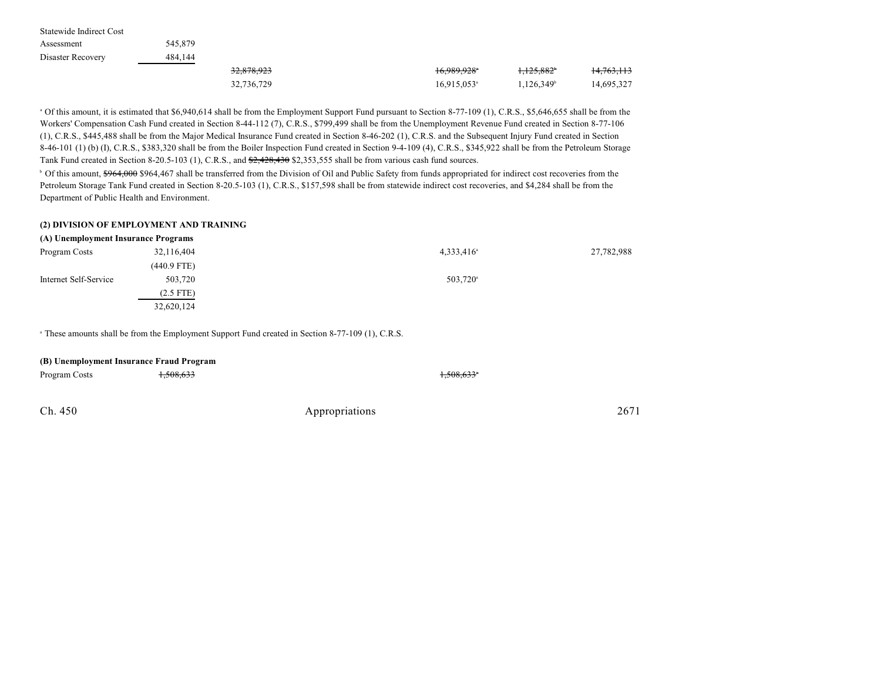| | | | | | |
|---|---|---|---|---|---|
| Statewide Indirect Cost Assessment | 545,879 | | | | |
| Disaster Recovery | 484,144 | | | | |
| | | ~~32,878,923~~ | ~~16,989,928~~[a] | ~~1,125,882~~[b] | ~~14,763,113~~ |
| | | 32,736,729 | 16,915,053[a] | 1,126,349[b] | 14,695,327 |

[a] Of this amount, it is estimated that $6,940,614 shall be from the Employment Support Fund pursuant to Section 8-77-109 (1), C.R.S., $5,646,655 shall be from the Workers' Compensation Cash Fund created in Section 8-44-112 (7), C.R.S., $799,499 shall be from the Unemployment Revenue Fund created in Section 8-77-106 (1), C.R.S., $445,488 shall be from the Major Medical Insurance Fund created in Section 8-46-202 (1), C.R.S. and the Subsequent Injury Fund created in Section 8-46-101 (1) (b) (I), C.R.S., $383,320 shall be from the Boiler Inspection Fund created in Section 9-4-109 (4), C.R.S., $345,922 shall be from the Petroleum Storage Tank Fund created in Section 8-20.5-103 (1), C.R.S., and ~~$2,428,430~~ $2,353,555 shall be from various cash fund sources.

[b] Of this amount, ~~$964,000~~ $964,467 shall be transferred from the Division of Oil and Public Safety from funds appropriated for indirect cost recoveries from the Petroleum Storage Tank Fund created in Section 8-20.5-103 (1), C.R.S., $157,598 shall be from statewide indirect cost recoveries, and $4,284 shall be from the Department of Public Health and Environment.

**(2) DIVISION OF EMPLOYMENT AND TRAINING**

**(A) Unemployment Insurance Programs**

| | | | | | |
|---|---|---|---|---|---|
| Program Costs | 32,116,404 | | 4,333,416[a] | | 27,782,988 |
| | (440.9 FTE) | | | | |
| Internet Self-Service | 503,720 | | 503,720[a] | | |
| | (2.5 FTE) | | | | |
| | 32,620,124 | | | | |

[a] These amounts shall be from the Employment Support Fund created in Section 8-77-109 (1), C.R.S.

**(B) Unemployment Insurance Fraud Program**

| | | | | | |
|---|---|---|---|---|---|
| Program Costs | ~~1,508,633~~ | | ~~1,508,633~~[a] | | |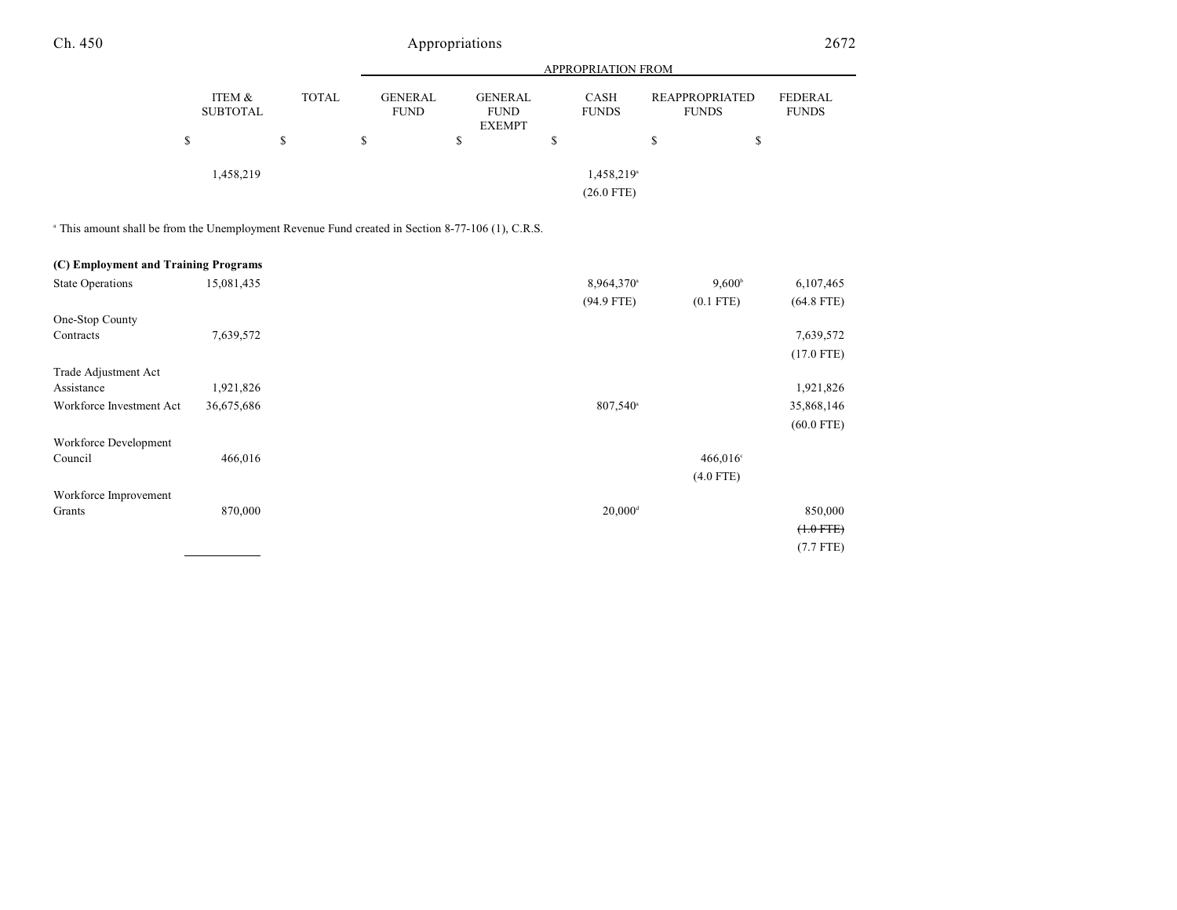| | ITEM & SUBTOTAL | TOTAL | GENERAL FUND | GENERAL FUND EXEMPT | CASH FUNDS | REAPPROPRIATED FUNDS | FEDERAL FUNDS |
|---|---|---|---|---|---|---|---|
| | $ | $ | $ | $ | $ | $ | $ |
| | 1,458,219 | | | | 1,458,219[a] (26.0 FTE) | | |

[a] This amount shall be from the Unemployment Revenue Fund created in Section 8-77-106 (1), C.R.S.

**(C) Employment and Training Programs**

| | ITEM & SUBTOTAL | TOTAL | GENERAL FUND | GENERAL FUND EXEMPT | CASH FUNDS | REAPPROPRIATED FUNDS | FEDERAL FUNDS |
|---|---|---|---|---|---|---|---|
| State Operations | 15,081,435 | | | | 8,964,370[a] (94.9 FTE) | 9,600[b] (0.1 FTE) | 6,107,465 (64.8 FTE) |
| One-Stop County Contracts | 7,639,572 | | | | | | 7,639,572 (17.0 FTE) |
| Trade Adjustment Act Assistance | 1,921,826 | | | | | | 1,921,826 |
| Workforce Investment Act | 36,675,686 | | | | 807,540[a] | | 35,868,146 (60.0 FTE) |
| Workforce Development Council | 466,016 | | | | | 466,016[c] (4.0 FTE) | |
| Workforce Improvement Grants | 870,000 | | | | 20,000[d] | | 850,000 ~~(1.0 FTE)~~ (7.7 FTE) |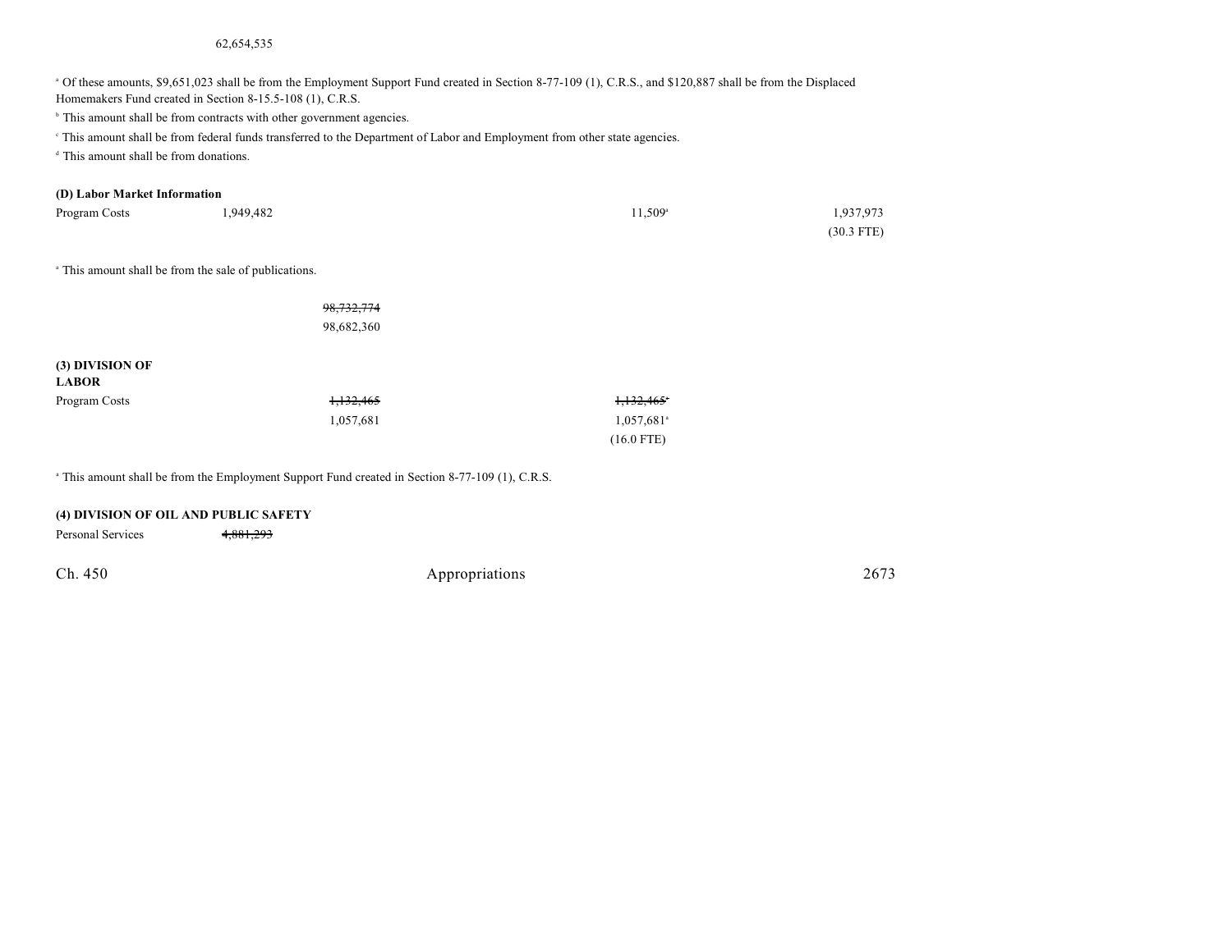62,654,535

[a] Of these amounts, $9,651,023 shall be from the Employment Support Fund created in Section 8-77-109 (1), C.R.S., and $120,887 shall be from the Displaced Homemakers Fund created in Section 8-15.5-108 (1), C.R.S.

[b] This amount shall be from contracts with other government agencies.

[c] This amount shall be from federal funds transferred to the Department of Labor and Employment from other state agencies.

[d] This amount shall be from donations.

**(D) Labor Market Information**

| | | | | |
|---|---|---|---|---|
| Program Costs | 1,949,482 | | 11,509[a] | 1,937,973 (30.3 FTE) |

[a] This amount shall be from the sale of publications.

~~98,732,774~~
98,682,360

**(3) DIVISION OF LABOR**

| | | |
|---|---|---|
| Program Costs | ~~1,132,465~~ 1,057,681 | ~~1,132,465~~[a] 1,057,681[a] (16.0 FTE) |

[a] This amount shall be from the Employment Support Fund created in Section 8-77-109 (1), C.R.S.

**(4) DIVISION OF OIL AND PUBLIC SAFETY**

Personal Services ~~4,881,293~~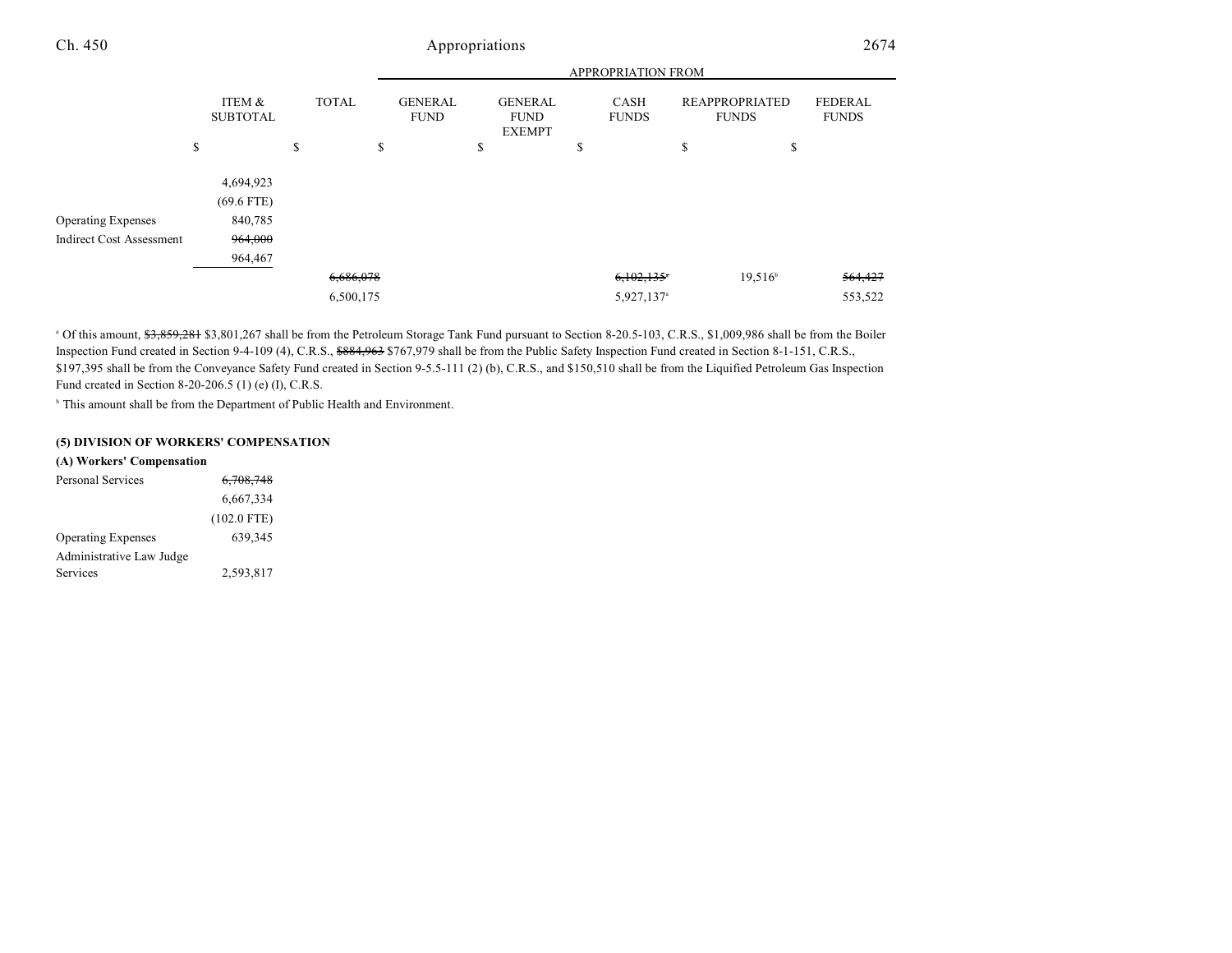| | ITEM & SUBTOTAL | TOTAL | GENERAL FUND | GENERAL FUND EXEMPT | CASH FUNDS | REAPPROPRIATED FUNDS | FEDERAL FUNDS |
|---|---|---|---|---|---|---|---|
| | $ | $ | $ | $ | $ | $ | $ |
| | 4,694,923 | | | | | | |
| | (69.6 FTE) | | | | | | |
| Operating Expenses | 840,785 | | | | | | |
| Indirect Cost Assessment | ~~964,000~~ | | | | | | |
| | 964,467 | | | | | | |
| | | ~~6,686,078~~ | | | ~~6,102,135~~[a] | 19,516[b] | ~~564,427~~ |
| | | 6,500,175 | | | 5,927,137[a] | | 553,522 |

[a] Of this amount, ~~$3,859,281~~ $3,801,267 shall be from the Petroleum Storage Tank Fund pursuant to Section 8-20.5-103, C.R.S., $1,009,986 shall be from the Boiler Inspection Fund created in Section 9-4-109 (4), C.R.S., ~~$884,963~~ $767,979 shall be from the Public Safety Inspection Fund created in Section 8-1-151, C.R.S., $197,395 shall be from the Conveyance Safety Fund created in Section 9-5.5-111 (2) (b), C.R.S., and $150,510 shall be from the Liquified Petroleum Gas Inspection Fund created in Section 8-20-206.5 (1) (e) (I), C.R.S.

[b] This amount shall be from the Department of Public Health and Environment.

**(5) DIVISION OF WORKERS' COMPENSATION**

**(A) Workers' Compensation**

| | ITEM & SUBTOTAL |
|---|---|
| Personal Services | ~~6,708,748~~ |
| | 6,667,334 |
| | (102.0 FTE) |
| Operating Expenses | 639,345 |
| Administrative Law Judge Services | 2,593,817 |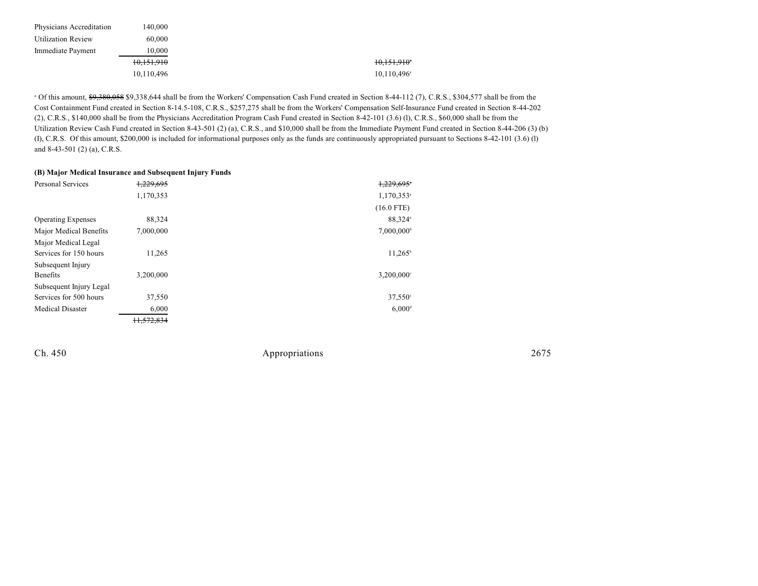| | | | |
|---|---|---|---|
| Physicians Accreditation | 140,000 | | |
| Utilization Review | 60,000 | | |
| Immediate Payment | 10,000 | | |
| | ~~10,151,910~~ | | ~~10,151,910~~[a] |
| | 10,110,496 | | 10,110,496[a] |

[a] Of this amount, ~~$9,380,058~~ $9,338,644 shall be from the Workers' Compensation Cash Fund created in Section 8-44-112 (7), C.R.S., $304,577 shall be from the Cost Containment Fund created in Section 8-14.5-108, C.R.S., $257,275 shall be from the Workers' Compensation Self-Insurance Fund created in Section 8-44-202 (2), C.R.S., $140,000 shall be from the Physicians Accreditation Program Cash Fund created in Section 8-42-101 (3.6) (l), C.R.S., $60,000 shall be from the Utilization Review Cash Fund created in Section 8-43-501 (2) (a), C.R.S., and $10,000 shall be from the Immediate Payment Fund created in Section 8-44-206 (3) (b) (I), C.R.S. Of this amount, $200,000 is included for informational purposes only as the funds are continuously appropriated pursuant to Sections 8-42-101 (3.6) (l) and 8-43-501 (2) (a), C.R.S.

**(B) Major Medical Insurance and Subsequent Injury Funds**

| | | | |
|---|---|---|---|
| Personal Services | ~~1,229,695~~ | | ~~1,229,695~~[a] |
| | 1,170,353 | | 1,170,353[a] |
| | | | (16.0 FTE) |
| Operating Expenses | 88,324 | | 88,324[a] |
| Major Medical Benefits | 7,000,000 | | 7,000,000[b] |
| Major Medical Legal Services for 150 hours | 11,265 | | 11,265[b] |
| Subsequent Injury Benefits | 3,200,000 | | 3,200,000[c] |
| Subsequent Injury Legal Services for 500 hours | 37,550 | | 37,550[c] |
| Medical Disaster | 6,000 | | 6,000[d] |
| | ~~11,572,834~~ | | |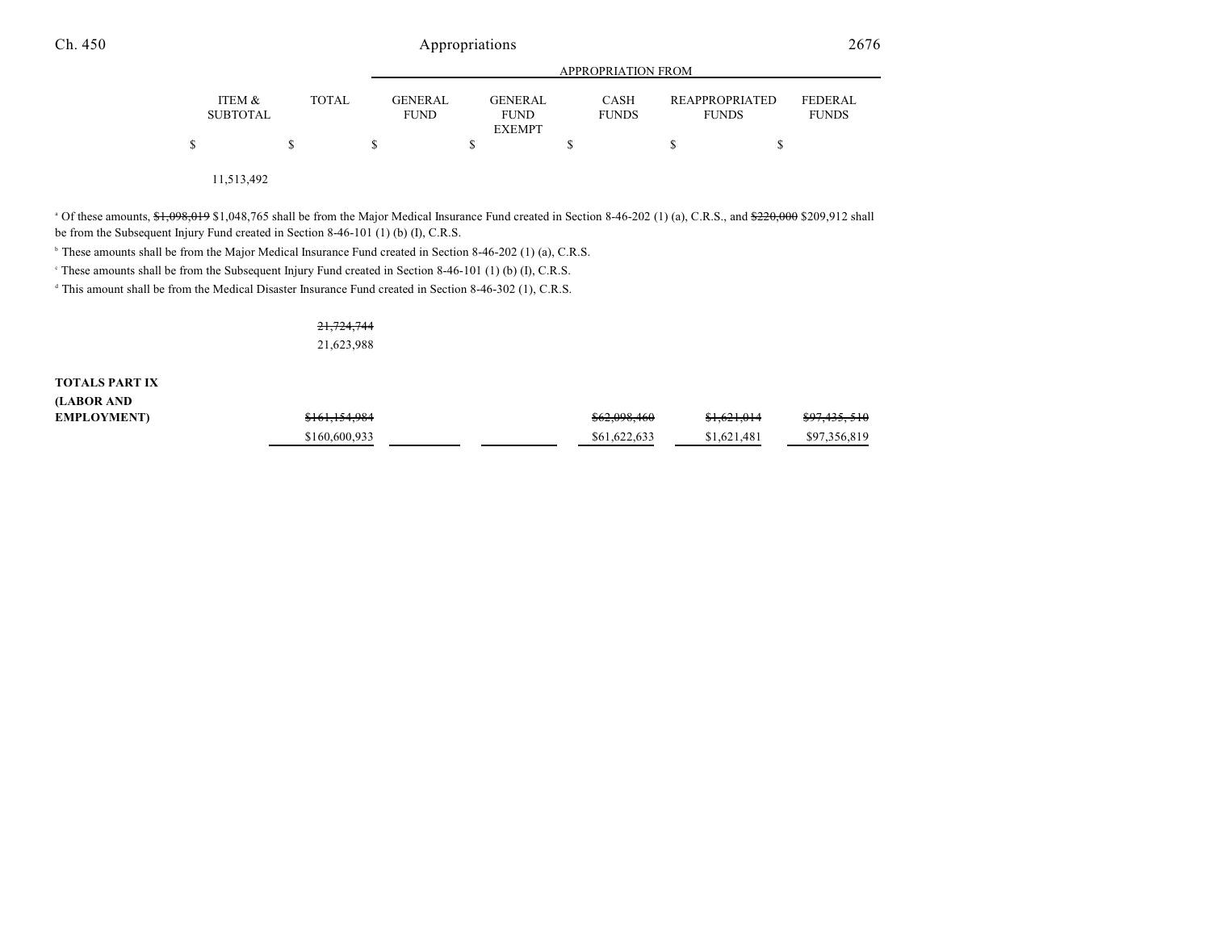| | ITEM & SUBTOTAL | TOTAL | GENERAL FUND | GENERAL FUND EXEMPT | CASH FUNDS | REAPPROPRIATED FUNDS | FEDERAL FUNDS |
|---|---|---|---|---|---|---|---|
| | | | APPROPRIATION FROM | | | | |
| | $ | $ | $ | $ | $ | $ | $ |
| | 11,513,492 | | | | | | |

[a] Of these amounts, ~~$1,098,019~~ $1,048,765 shall be from the Major Medical Insurance Fund created in Section 8-46-202 (1) (a), C.R.S., and ~~$220,000~~ $209,912 shall be from the Subsequent Injury Fund created in Section 8-46-101 (1) (b) (I), C.R.S.

[b] These amounts shall be from the Major Medical Insurance Fund created in Section 8-46-202 (1) (a), C.R.S.

[c] These amounts shall be from the Subsequent Injury Fund created in Section 8-46-101 (1) (b) (I), C.R.S.

[d] This amount shall be from the Medical Disaster Insurance Fund created in Section 8-46-302 (1), C.R.S.

| | ITEM & SUBTOTAL | TOTAL | GENERAL FUND | GENERAL FUND EXEMPT | CASH FUNDS | REAPPROPRIATED FUNDS | FEDERAL FUNDS |
|---|---|---|---|---|---|---|---|
| | | ~~21,724,744~~<br>21,623,988 | | | | | |
| **TOTALS PART IX (LABOR AND EMPLOYMENT)** | | ~~$161,154,984~~<br>$160,600,933 | | | ~~$62,098,460~~<br>$61,622,633 | ~~$1,621,014~~<br>$1,621,481 | ~~$97,435,510~~<br>$97,356,819 |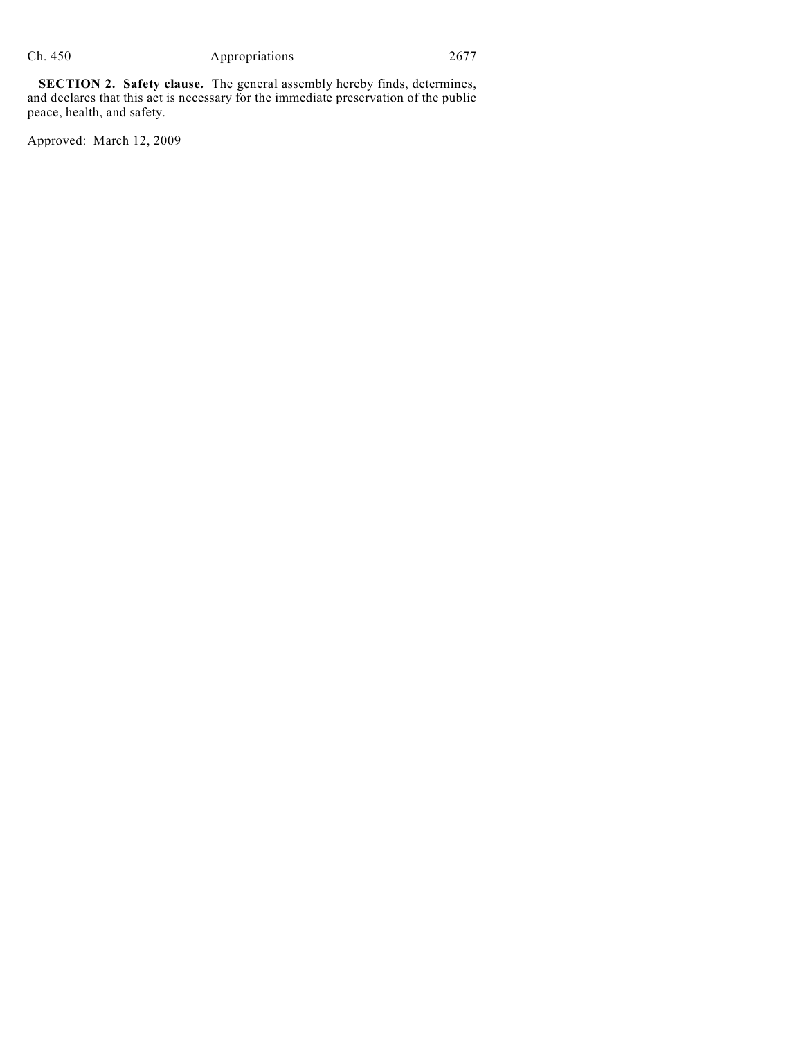**SECTION 2. Safety clause.** The general assembly hereby finds, determines, and declares that this act is necessary for the immediate preservation of the public peace, health, and safety.

Approved: March 12, 2009